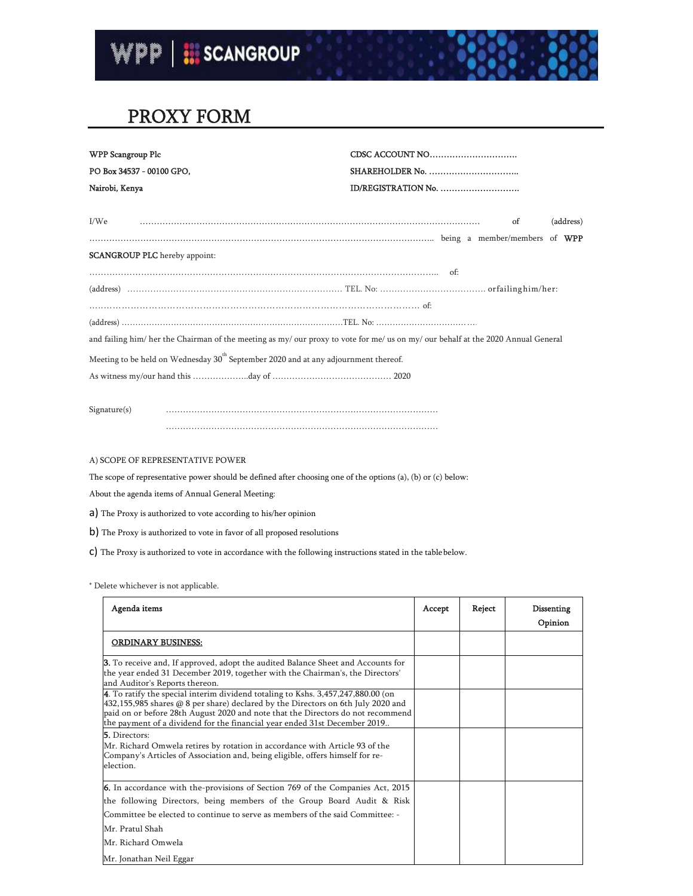# PROXY FORM

WPP Scangroup Plc
PO Box 34537 - 00100 GPO,
Nairobi, Kenya

CDSC ACCOUNT NO…………………………..
SHAREHOLDER No. …………………………..
ID/REGISTRATION No. ……………………….

I/We ……………………………………………………………………………………………………… of (address) ……………………………………………………………………………………………………….. being a member/members of **WPP SCANGROUP PLC** hereby appoint:

……………………………………………………………………………………………………….. of:

(address) …………………………………………………………………… TEL. No: ………………………………. or failing him/her:

……………………………………………………………………………………………………… of:

(address) ………………………………………………………………………TEL. No: ……………………………….

and failing him/ her the Chairman of the meeting as my/ our proxy to vote for me/ us on my/ our behalf at the 2020 Annual General Meeting to be held on Wednesday 30th September 2020 and at any adjournment thereof.

As witness my/our hand this ………………..day of …………………………………… 2020

Signature(s) ……………………………………………………………………………………

……………………………………………………………………………………

A) SCOPE OF REPRESENTATIVE POWER

The scope of representative power should be defined after choosing one of the options (a), (b) or (c) below:

About the agenda items of Annual General Meeting:

a) The Proxy is authorized to vote according to his/her opinion

b) The Proxy is authorized to vote in favor of all proposed resolutions

c) The Proxy is authorized to vote in accordance with the following instructions stated in the table below.

* Delete whichever is not applicable.

| Agenda items | Accept | Reject | Dissenting Opinion |
|---|---|---|---|
| **ORDINARY BUSINESS:** | | | |
| **3.** To receive and, If approved, adopt the audited Balance Sheet and Accounts for the year ended 31 December 2019, together with the Chairman's, the Directors' and Auditor's Reports thereon. | | | |
| **4**. To ratify the special interim dividend totaling to Kshs. 3,457,247,880.00 (on 432,155,985 shares @ 8 per share) declared by the Directors on 6th July 2020 and paid on or before 28th August 2020 and note that the Directors do not recommend the payment of a dividend for the financial year ended 31st December 2019.. | | | |
| **5.** Directors:<br>Mr. Richard Omwela retires by rotation in accordance with Article 93 of the Company's Articles of Association and, being eligible, offers himself for re-election. | | | |
| **6.** In accordance with the-provisions of Section 769 of the Companies Act, 2015 the following Directors, being members of the Group Board Audit & Risk Committee be elected to continue to serve as members of the said Committee: -<br>Mr. Pratul Shah<br>Mr. Richard Omwela<br>Mr. Jonathan Neil Eggar | | | |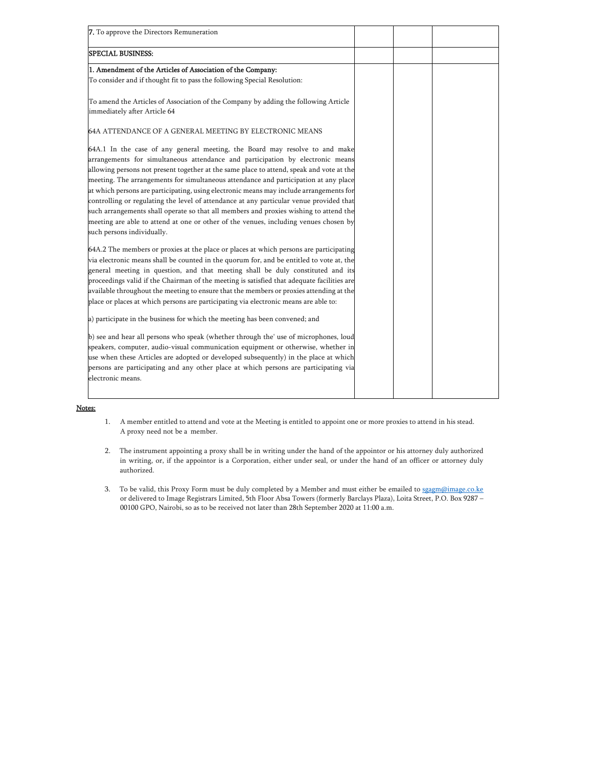| | | | |
|---|---|---|---|
| **7.** To approve the Directors Remuneration | | | |
| SPECIAL BUSINESS: | | | |
| **1. Amendment of the Articles of Association of the Company:**<br>To consider and if thought fit to pass the following Special Resolution:<br><br>To amend the Articles of Association of the Company by adding the following Article immediately after Article 64<br><br>64A ATTENDANCE OF A GENERAL MEETING BY ELECTRONIC MEANS<br><br>64A.1 In the case of any general meeting, the Board may resolve to and make arrangements for simultaneous attendance and participation by electronic means allowing persons not present together at the same place to attend, speak and vote at the meeting. The arrangements for simultaneous attendance and participation at any place at which persons are participating, using electronic means may include arrangements for controlling or regulating the level of attendance at any particular venue provided that such arrangements shall operate so that all members and proxies wishing to attend the meeting are able to attend at one or other of the venues, including venues chosen by such persons individually.<br><br>64A.2 The members or proxies at the place or places at which persons are participating via electronic means shall be counted in the quorum for, and be entitled to vote at, the general meeting in question, and that meeting shall be duly constituted and its proceedings valid if the Chairman of the meeting is satisfied that adequate facilities are available throughout the meeting to ensure that the members or proxies attending at the place or places at which persons are participating via electronic means are able to:<br><br>a) participate in the business for which the meeting has been convened; and<br><br>b) see and hear all persons who speak (whether through the' use of microphones, loud speakers, computer, audio-visual communication equipment or otherwise, whether in use when these Articles are adopted or developed subsequently) in the place at which persons are participating and any other place at which persons are participating via electronic means. | | | |

**Notes:**

1. A member entitled to attend and vote at the Meeting is entitled to appoint one or more proxies to attend in his stead. A proxy need not be a member.

2. The instrument appointing a proxy shall be in writing under the hand of the appointor or his attorney duly authorized in writing, or, if the appointor is a Corporation, either under seal, or under the hand of an officer or attorney duly authorized.

3. To be valid, this Proxy Form must be duly completed by a Member and must either be emailed to sgagm@image.co.ke or delivered to Image Registrars Limited, 5th Floor Absa Towers (formerly Barclays Plaza), Loita Street, P.O. Box 9287 – 00100 GPO, Nairobi, so as to be received not later than 28th September 2020 at 11:00 a.m.